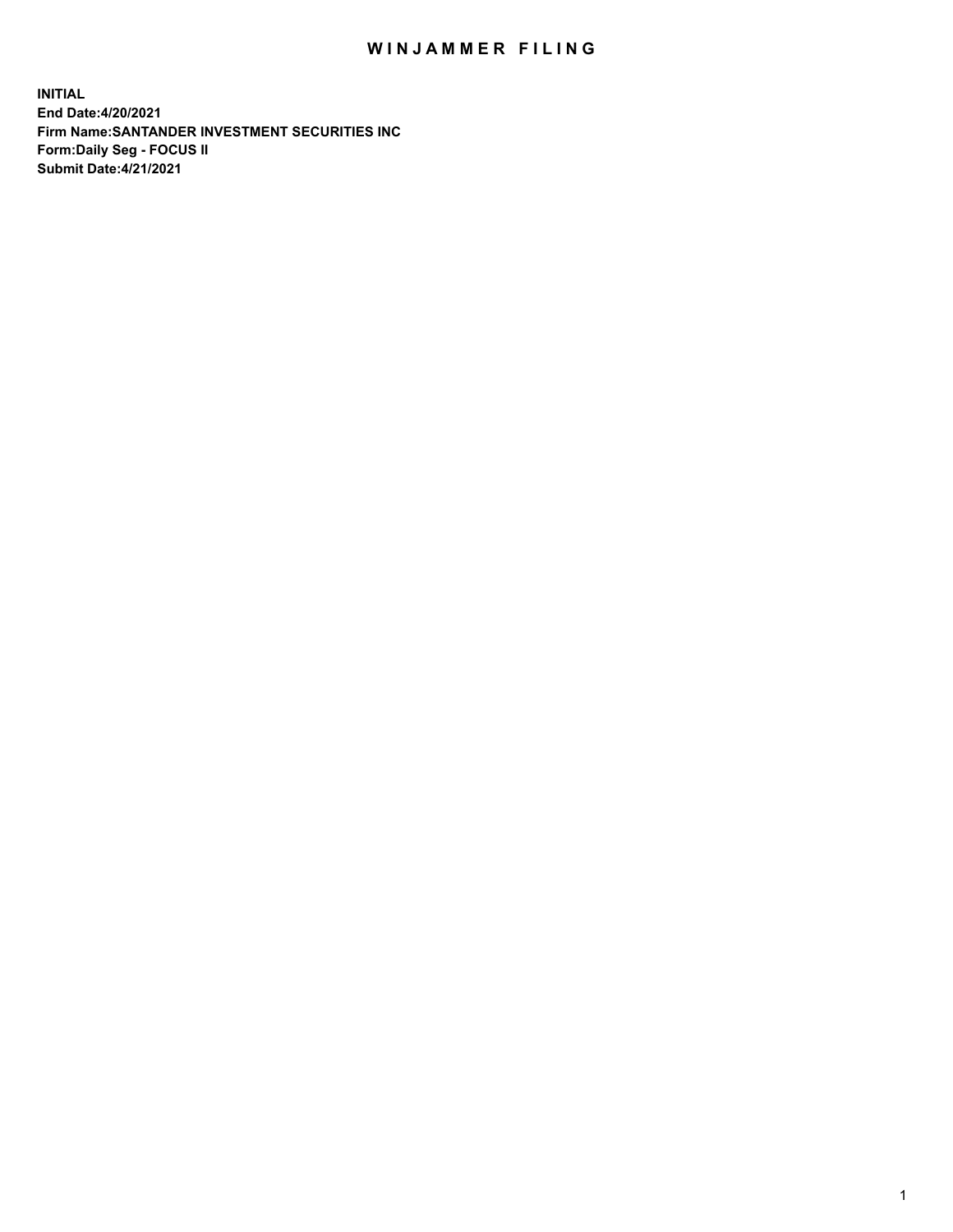# WINJAMMER FILING

**INITIAL**
**End Date:4/20/2021**
**Firm Name:SANTANDER INVESTMENT SECURITIES INC**
**Form:Daily Seg - FOCUS II**
**Submit Date:4/21/2021**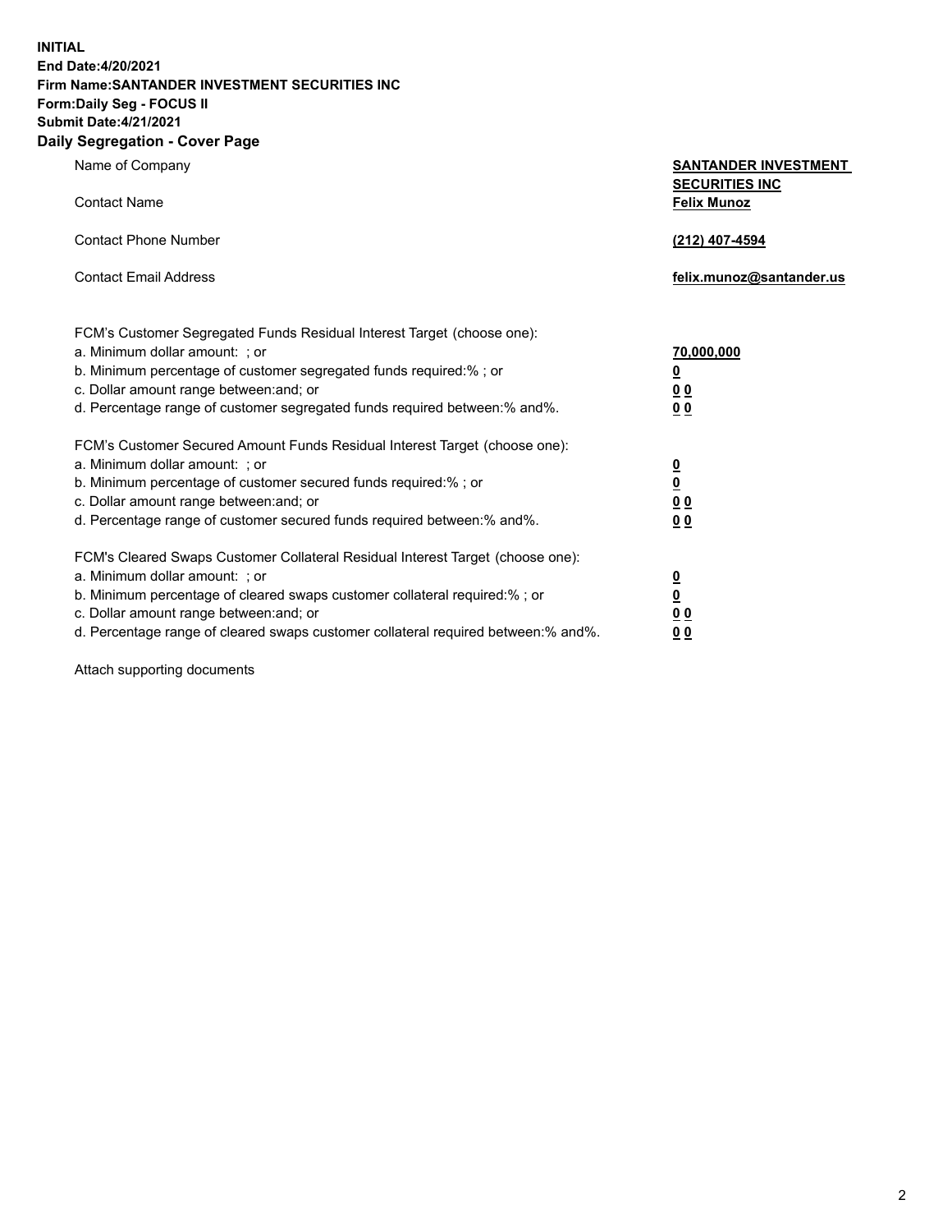**INITIAL**
**End Date:4/20/2021**
**Firm Name:SANTANDER INVESTMENT SECURITIES INC**
**Form:Daily Seg - FOCUS II**
**Submit Date:4/21/2021**

## Daily Segregation - Cover Page

| | |
|---|---|
| Name of Company | **SANTANDER INVESTMENT SECURITIES INC** |
| Contact Name | **Felix Munoz** |
| Contact Phone Number | **(212) 407-4594** |
| Contact Email Address | **felix.munoz@santander.us** |

| | |
|---|---|
| FCM's Customer Segregated Funds Residual Interest Target (choose one): | |
| a. Minimum dollar amount: ; or | **70,000,000** |
| b. Minimum percentage of customer segregated funds required:% ; or | **0** |
| c. Dollar amount range between:and; or | **0 0** |
| d. Percentage range of customer segregated funds required between:% and%. | **0 0** |
| FCM's Customer Secured Amount Funds Residual Interest Target (choose one): | |
| a. Minimum dollar amount: ; or | **0** |
| b. Minimum percentage of customer secured funds required:% ; or | **0** |
| c. Dollar amount range between:and; or | **0 0** |
| d. Percentage range of customer secured funds required between:% and%. | **0 0** |
| FCM's Cleared Swaps Customer Collateral Residual Interest Target (choose one): | |
| a. Minimum dollar amount: ; or | **0** |
| b. Minimum percentage of cleared swaps customer collateral required:% ; or | **0** |
| c. Dollar amount range between:and; or | **0 0** |
| d. Percentage range of cleared swaps customer collateral required between:% and%. | **0 0** |

Attach supporting documents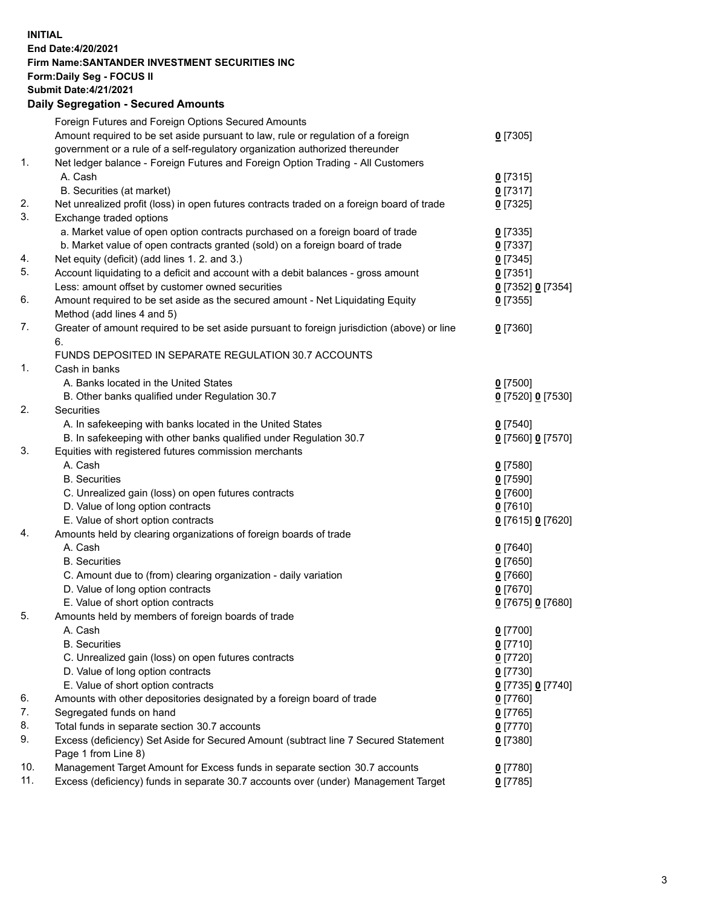**INITIAL**
**End Date:4/20/2021**
**Firm Name:SANTANDER INVESTMENT SECURITIES INC**
**Form:Daily Seg - FOCUS II**
**Submit Date:4/21/2021**

## Daily Segregation - Secured Amounts

| | | |
|---|---|---|
| | Foreign Futures and Foreign Options Secured Amounts | |
| | Amount required to be set aside pursuant to law, rule or regulation of a foreign government or a rule of a self-regulatory organization authorized thereunder | 0 [7305] |
| 1. | Net ledger balance - Foreign Futures and Foreign Option Trading - All Customers | |
| | A. Cash | 0 [7315] |
| | B. Securities (at market) | 0 [7317] |
| 2. | Net unrealized profit (loss) in open futures contracts traded on a foreign board of trade | 0 [7325] |
| 3. | Exchange traded options | |
| | a. Market value of open option contracts purchased on a foreign board of trade | 0 [7335] |
| | b. Market value of open contracts granted (sold) on a foreign board of trade | 0 [7337] |
| 4. | Net equity (deficit) (add lines 1. 2. and 3.) | 0 [7345] |
| 5. | Account liquidating to a deficit and account with a debit balances - gross amount | 0 [7351] |
| | Less: amount offset by customer owned securities | 0 [7352] 0 [7354] |
| 6. | Amount required to be set aside as the secured amount - Net Liquidating Equity Method (add lines 4 and 5) | 0 [7355] |
| 7. | Greater of amount required to be set aside pursuant to foreign jurisdiction (above) or line 6. | 0 [7360] |
| | FUNDS DEPOSITED IN SEPARATE REGULATION 30.7 ACCOUNTS | |
| 1. | Cash in banks | |
| | A. Banks located in the United States | 0 [7500] |
| | B. Other banks qualified under Regulation 30.7 | 0 [7520] 0 [7530] |
| 2. | Securities | |
| | A. In safekeeping with banks located in the United States | 0 [7540] |
| | B. In safekeeping with other banks qualified under Regulation 30.7 | 0 [7560] 0 [7570] |
| 3. | Equities with registered futures commission merchants | |
| | A. Cash | 0 [7580] |
| | B. Securities | 0 [7590] |
| | C. Unrealized gain (loss) on open futures contracts | 0 [7600] |
| | D. Value of long option contracts | 0 [7610] |
| | E. Value of short option contracts | 0 [7615] 0 [7620] |
| 4. | Amounts held by clearing organizations of foreign boards of trade | |
| | A. Cash | 0 [7640] |
| | B. Securities | 0 [7650] |
| | C. Amount due to (from) clearing organization - daily variation | 0 [7660] |
| | D. Value of long option contracts | 0 [7670] |
| | E. Value of short option contracts | 0 [7675] 0 [7680] |
| 5. | Amounts held by members of foreign boards of trade | |
| | A. Cash | 0 [7700] |
| | B. Securities | 0 [7710] |
| | C. Unrealized gain (loss) on open futures contracts | 0 [7720] |
| | D. Value of long option contracts | 0 [7730] |
| | E. Value of short option contracts | 0 [7735] 0 [7740] |
| 6. | Amounts with other depositories designated by a foreign board of trade | 0 [7760] |
| 7. | Segregated funds on hand | 0 [7765] |
| 8. | Total funds in separate section 30.7 accounts | 0 [7770] |
| 9. | Excess (deficiency) Set Aside for Secured Amount (subtract line 7 Secured Statement Page 1 from Line 8) | 0 [7380] |
| 10. | Management Target Amount for Excess funds in separate section 30.7 accounts | 0 [7780] |
| 11. | Excess (deficiency) funds in separate 30.7 accounts over (under) Management Target | 0 [7785] |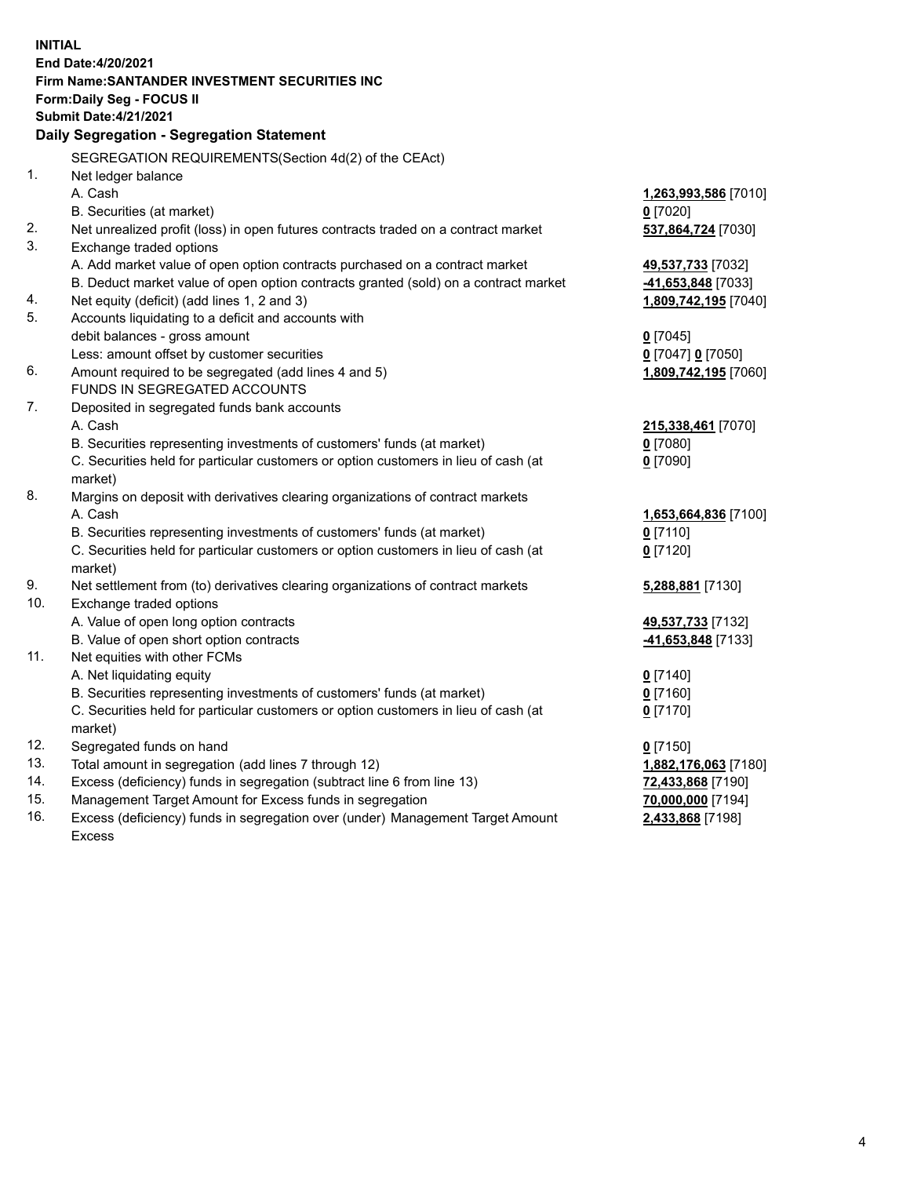**INITIAL**
**End Date:4/20/2021**
**Firm Name:SANTANDER INVESTMENT SECURITIES INC**
**Form:Daily Seg - FOCUS II**
**Submit Date:4/21/2021**

## Daily Segregation - Segregation Statement

SEGREGATION REQUIREMENTS(Section 4d(2) of the CEAct)

| | | |
|---|---|---|
| 1. | Net ledger balance | |
| | A. Cash | **1,263,993,586** [7010] |
| | B. Securities (at market) | **0** [7020] |
| 2. | Net unrealized profit (loss) in open futures contracts traded on a contract market | **537,864,724** [7030] |
| 3. | Exchange traded options | |
| | A. Add market value of open option contracts purchased on a contract market | **49,537,733** [7032] |
| | B. Deduct market value of open option contracts granted (sold) on a contract market | **-41,653,848** [7033] |
| 4. | Net equity (deficit) (add lines 1, 2 and 3) | **1,809,742,195** [7040] |
| 5. | Accounts liquidating to a deficit and accounts with debit balances - gross amount | **0** [7045] |
| | Less: amount offset by customer securities | **0** [7047] **0** [7050] |
| 6. | Amount required to be segregated (add lines 4 and 5) | **1,809,742,195** [7060] |
| | FUNDS IN SEGREGATED ACCOUNTS | |
| 7. | Deposited in segregated funds bank accounts | |
| | A. Cash | **215,338,461** [7070] |
| | B. Securities representing investments of customers' funds (at market) | **0** [7080] |
| | C. Securities held for particular customers or option customers in lieu of cash (at market) | **0** [7090] |
| 8. | Margins on deposit with derivatives clearing organizations of contract markets | |
| | A. Cash | **1,653,664,836** [7100] |
| | B. Securities representing investments of customers' funds (at market) | **0** [7110] |
| | C. Securities held for particular customers or option customers in lieu of cash (at market) | **0** [7120] |
| 9. | Net settlement from (to) derivatives clearing organizations of contract markets | **5,288,881** [7130] |
| 10. | Exchange traded options | |
| | A. Value of open long option contracts | **49,537,733** [7132] |
| | B. Value of open short option contracts | **-41,653,848** [7133] |
| 11. | Net equities with other FCMs | |
| | A. Net liquidating equity | **0** [7140] |
| | B. Securities representing investments of customers' funds (at market) | **0** [7160] |
| | C. Securities held for particular customers or option customers in lieu of cash (at market) | **0** [7170] |
| 12. | Segregated funds on hand | **0** [7150] |
| 13. | Total amount in segregation (add lines 7 through 12) | **1,882,176,063** [7180] |
| 14. | Excess (deficiency) funds in segregation (subtract line 6 from line 13) | **72,433,868** [7190] |
| 15. | Management Target Amount for Excess funds in segregation | **70,000,000** [7194] |
| 16. | Excess (deficiency) funds in segregation over (under) Management Target Amount Excess | **2,433,868** [7198] |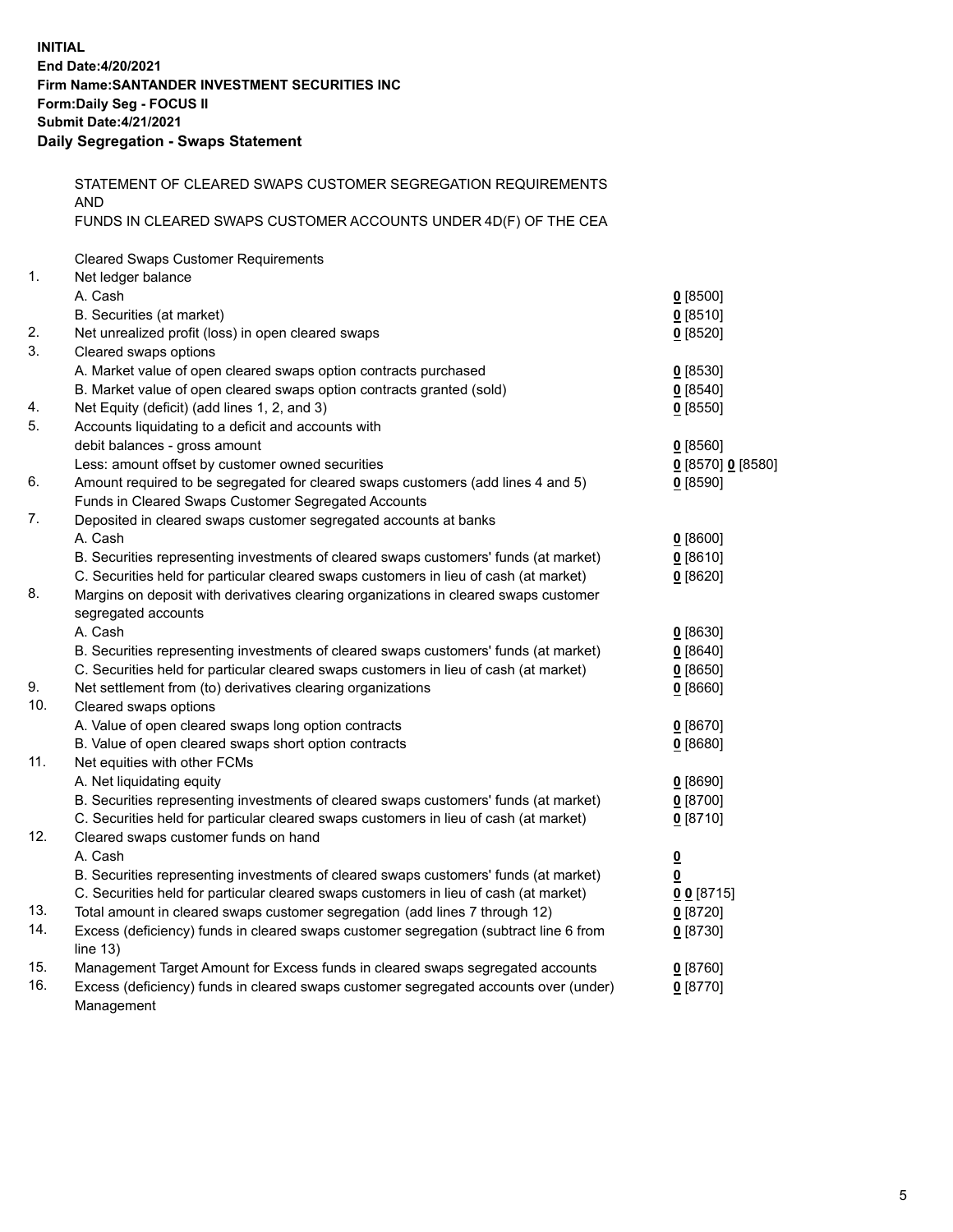**INITIAL**
**End Date:4/20/2021**
**Firm Name:SANTANDER INVESTMENT SECURITIES INC**
**Form:Daily Seg - FOCUS II**
**Submit Date:4/21/2021**
**Daily Segregation - Swaps Statement**

STATEMENT OF CLEARED SWAPS CUSTOMER SEGREGATION REQUIREMENTS AND FUNDS IN CLEARED SWAPS CUSTOMER ACCOUNTS UNDER 4D(F) OF THE CEA

| | | |
|---|---|---|
| | Cleared Swaps Customer Requirements | |
| 1. | Net ledger balance | |
| | A. Cash | 0 [8500] |
| | B. Securities (at market) | 0 [8510] |
| 2. | Net unrealized profit (loss) in open cleared swaps | 0 [8520] |
| 3. | Cleared swaps options | |
| | A. Market value of open cleared swaps option contracts purchased | 0 [8530] |
| | B. Market value of open cleared swaps option contracts granted (sold) | 0 [8540] |
| 4. | Net Equity (deficit) (add lines 1, 2, and 3) | 0 [8550] |
| 5. | Accounts liquidating to a deficit and accounts with debit balances - gross amount | 0 [8560] |
| | Less: amount offset by customer owned securities | 0 [8570] 0 [8580] |
| 6. | Amount required to be segregated for cleared swaps customers (add lines 4 and 5) | 0 [8590] |
| | Funds in Cleared Swaps Customer Segregated Accounts | |
| 7. | Deposited in cleared swaps customer segregated accounts at banks | |
| | A. Cash | 0 [8600] |
| | B. Securities representing investments of cleared swaps customers' funds (at market) | 0 [8610] |
| | C. Securities held for particular cleared swaps customers in lieu of cash (at market) | 0 [8620] |
| 8. | Margins on deposit with derivatives clearing organizations in cleared swaps customer segregated accounts | |
| | A. Cash | 0 [8630] |
| | B. Securities representing investments of cleared swaps customers' funds (at market) | 0 [8640] |
| | C. Securities held for particular cleared swaps customers in lieu of cash (at market) | 0 [8650] |
| 9. | Net settlement from (to) derivatives clearing organizations | 0 [8660] |
| 10. | Cleared swaps options | |
| | A. Value of open cleared swaps long option contracts | 0 [8670] |
| | B. Value of open cleared swaps short option contracts | 0 [8680] |
| 11. | Net equities with other FCMs | |
| | A. Net liquidating equity | 0 [8690] |
| | B. Securities representing investments of cleared swaps customers' funds (at market) | 0 [8700] |
| | C. Securities held for particular cleared swaps customers in lieu of cash (at market) | 0 [8710] |
| 12. | Cleared swaps customer funds on hand | |
| | A. Cash | 0 |
| | B. Securities representing investments of cleared swaps customers' funds (at market) | 0 |
| | C. Securities held for particular cleared swaps customers in lieu of cash (at market) | 0 0 [8715] |
| 13. | Total amount in cleared swaps customer segregation (add lines 7 through 12) | 0 [8720] |
| 14. | Excess (deficiency) funds in cleared swaps customer segregation (subtract line 6 from line 13) | 0 [8730] |
| 15. | Management Target Amount for Excess funds in cleared swaps segregated accounts | 0 [8760] |
| 16. | Excess (deficiency) funds in cleared swaps customer segregated accounts over (under) Management | 0 [8770] |